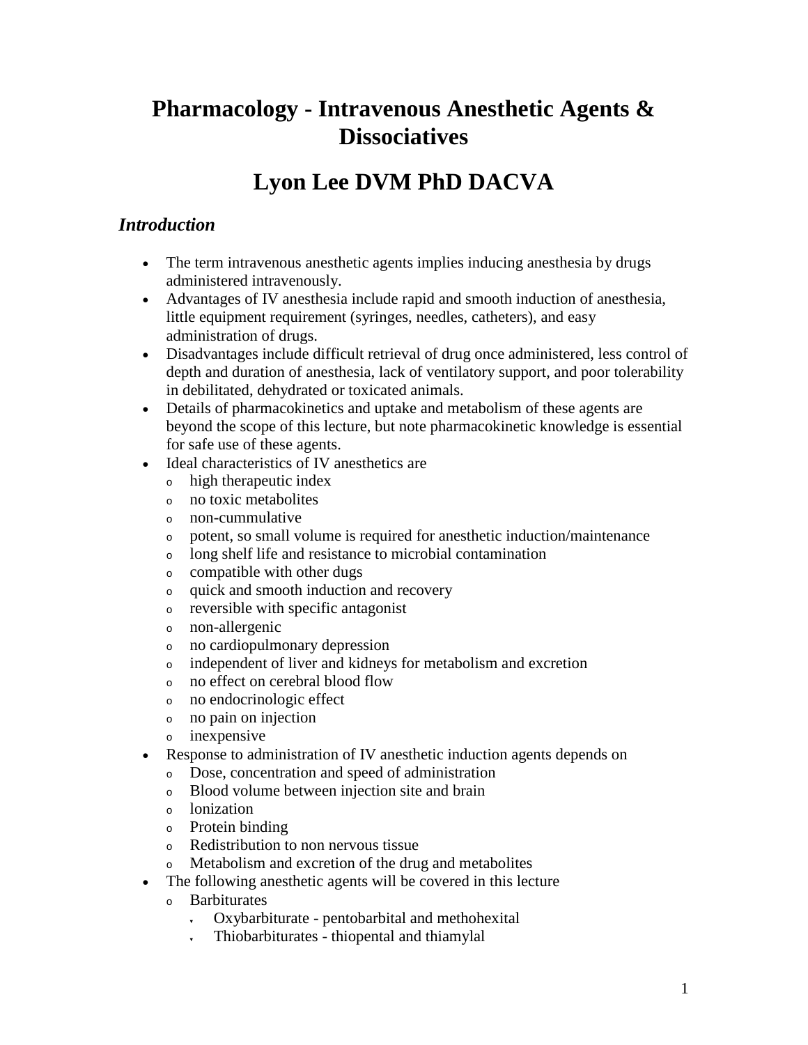# Pharmacology - Intravenous Anesthetic Agents & Dissociatives

# Lyon Lee DVM PhD DACVA

### *Introduction*

- The term intravenous anesthetic agents implies inducing anesthesia by drugs administered intravenously.
- Advantages of IV anesthesia include rapid and smooth induction of anesthesia, little equipment requirement (syringes, needles, catheters), and easy administration of drugs.
- Disadvantages include difficult retrieval of drug once administered, less control of depth and duration of anesthesia, lack of ventilatory support, and poor tolerability in debilitated, dehydrated or toxicated animals.
- Details of pharmacokinetics and uptake and metabolism of these agents are beyond the scope of this lecture, but note pharmacokinetic knowledge is essential for safe use of these agents.
- Ideal characteristics of IV anesthetics are
  - high therapeutic index
  - no toxic metabolites
  - non-cummulative
  - potent, so small volume is required for anesthetic induction/maintenance
  - long shelf life and resistance to microbial contamination
  - compatible with other dugs
  - quick and smooth induction and recovery
  - reversible with specific antagonist
  - non-allergenic
  - no cardiopulmonary depression
  - independent of liver and kidneys for metabolism and excretion
  - no effect on cerebral blood flow
  - no endocrinologic effect
  - no pain on injection
  - inexpensive
- Response to administration of IV anesthetic induction agents depends on
  - Dose, concentration and speed of administration
  - Blood volume between injection site and brain
  - lonization
  - Protein binding
  - Redistribution to non nervous tissue
  - Metabolism and excretion of the drug and metabolites
- The following anesthetic agents will be covered in this lecture
  - Barbiturates
    - Oxybarbiturate - pentobarbital and methohexital
    - Thiobarbiturates - thiopental and thiamylal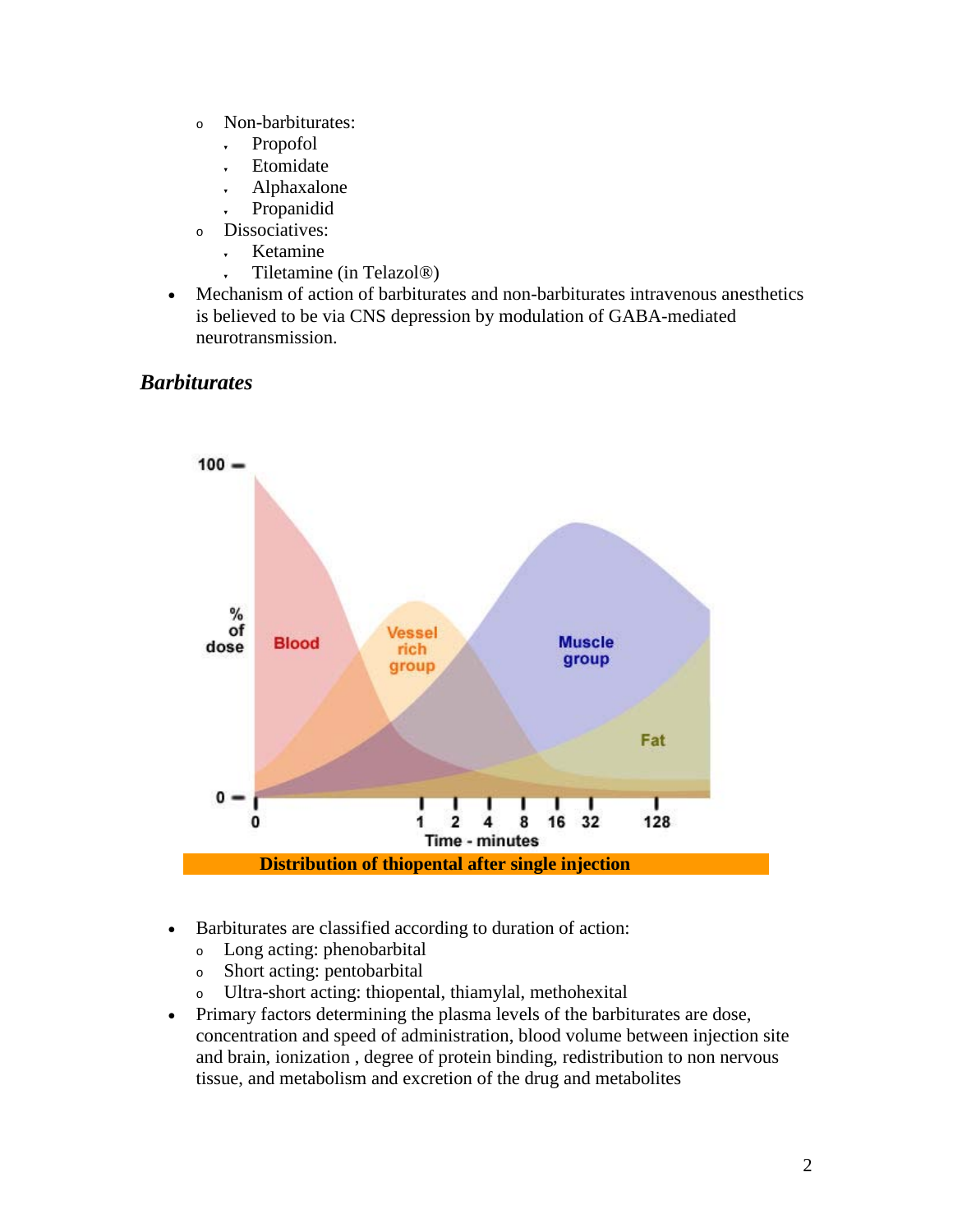- Non-barbiturates:
  - Propofol
  - Etomidate
  - Alphaxalone
  - Propanidid
- Dissociatives:
  - Ketamine
  - Tiletamine (in Telazol®)

- Mechanism of action of barbiturates and non-barbiturates intravenous anesthetics is believed to be via CNS depression by modulation of GABA-mediated neurotransmission.

### *Barbiturates*

**Distribution of thiopental after single injection**

- Barbiturates are classified according to duration of action:
  - Long acting: phenobarbital
  - Short acting: pentobarbital
  - Ultra-short acting: thiopental, thiamylal, methohexital
- Primary factors determining the plasma levels of the barbiturates are dose, concentration and speed of administration, blood volume between injection site and brain, ionization , degree of protein binding, redistribution to non nervous tissue, and metabolism and excretion of the drug and metabolites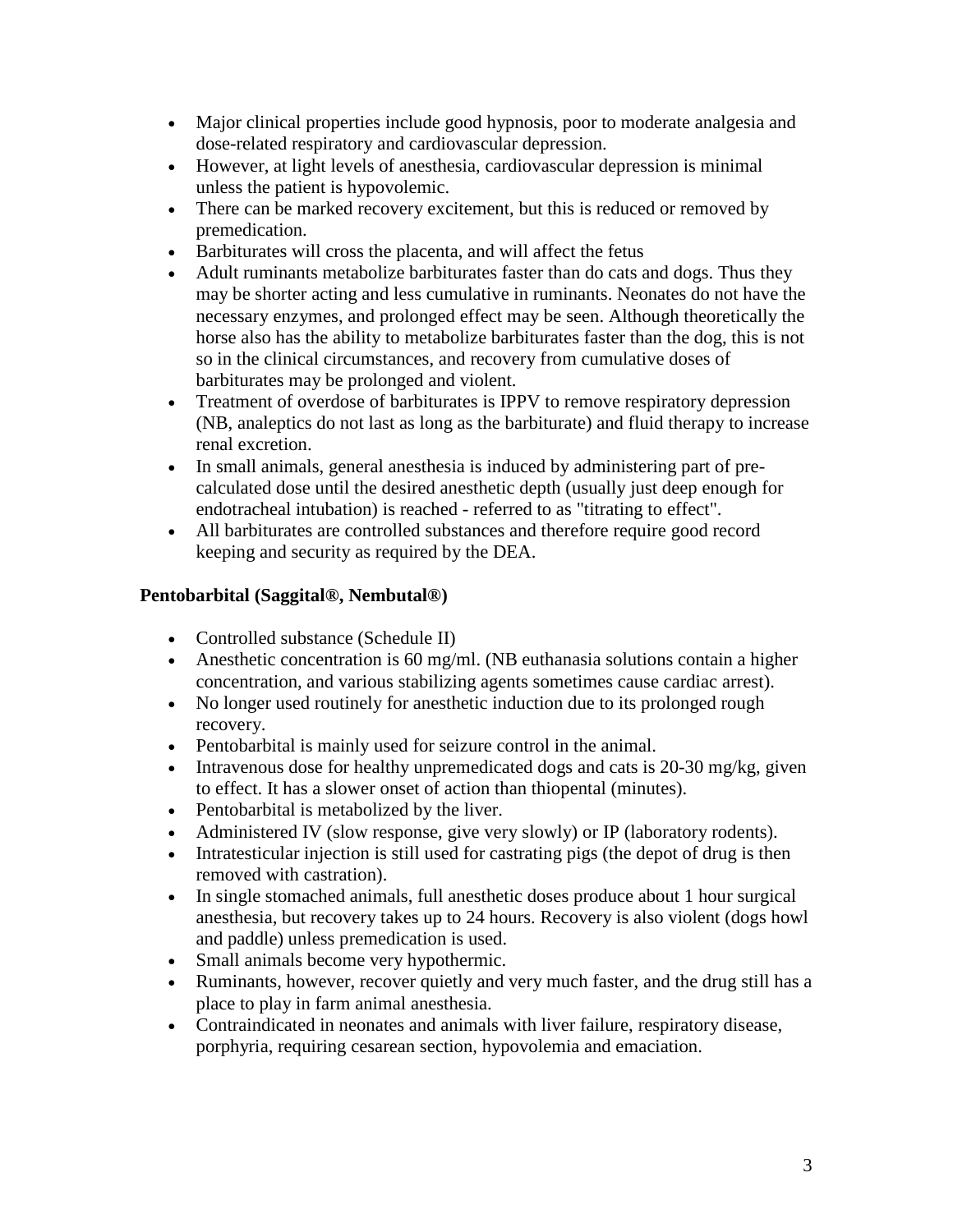- Major clinical properties include good hypnosis, poor to moderate analgesia and dose-related respiratory and cardiovascular depression.
- However, at light levels of anesthesia, cardiovascular depression is minimal unless the patient is hypovolemic.
- There can be marked recovery excitement, but this is reduced or removed by premedication.
- Barbiturates will cross the placenta, and will affect the fetus
- Adult ruminants metabolize barbiturates faster than do cats and dogs. Thus they may be shorter acting and less cumulative in ruminants. Neonates do not have the necessary enzymes, and prolonged effect may be seen. Although theoretically the horse also has the ability to metabolize barbiturates faster than the dog, this is not so in the clinical circumstances, and recovery from cumulative doses of barbiturates may be prolonged and violent.
- Treatment of overdose of barbiturates is IPPV to remove respiratory depression (NB, analeptics do not last as long as the barbiturate) and fluid therapy to increase renal excretion.
- In small animals, general anesthesia is induced by administering part of pre-calculated dose until the desired anesthetic depth (usually just deep enough for endotracheal intubation) is reached - referred to as "titrating to effect".
- All barbiturates are controlled substances and therefore require good record keeping and security as required by the DEA.

**Pentobarbital (Saggital®, Nembutal®)**

- Controlled substance (Schedule II)
- Anesthetic concentration is 60 mg/ml. (NB euthanasia solutions contain a higher concentration, and various stabilizing agents sometimes cause cardiac arrest).
- No longer used routinely for anesthetic induction due to its prolonged rough recovery.
- Pentobarbital is mainly used for seizure control in the animal.
- Intravenous dose for healthy unpremedicated dogs and cats is 20-30 mg/kg, given to effect. It has a slower onset of action than thiopental (minutes).
- Pentobarbital is metabolized by the liver.
- Administered IV (slow response, give very slowly) or IP (laboratory rodents).
- Intratesticular injection is still used for castrating pigs (the depot of drug is then removed with castration).
- In single stomached animals, full anesthetic doses produce about 1 hour surgical anesthesia, but recovery takes up to 24 hours. Recovery is also violent (dogs howl and paddle) unless premedication is used.
- Small animals become very hypothermic.
- Ruminants, however, recover quietly and very much faster, and the drug still has a place to play in farm animal anesthesia.
- Contraindicated in neonates and animals with liver failure, respiratory disease, porphyria, requiring cesarean section, hypovolemia and emaciation.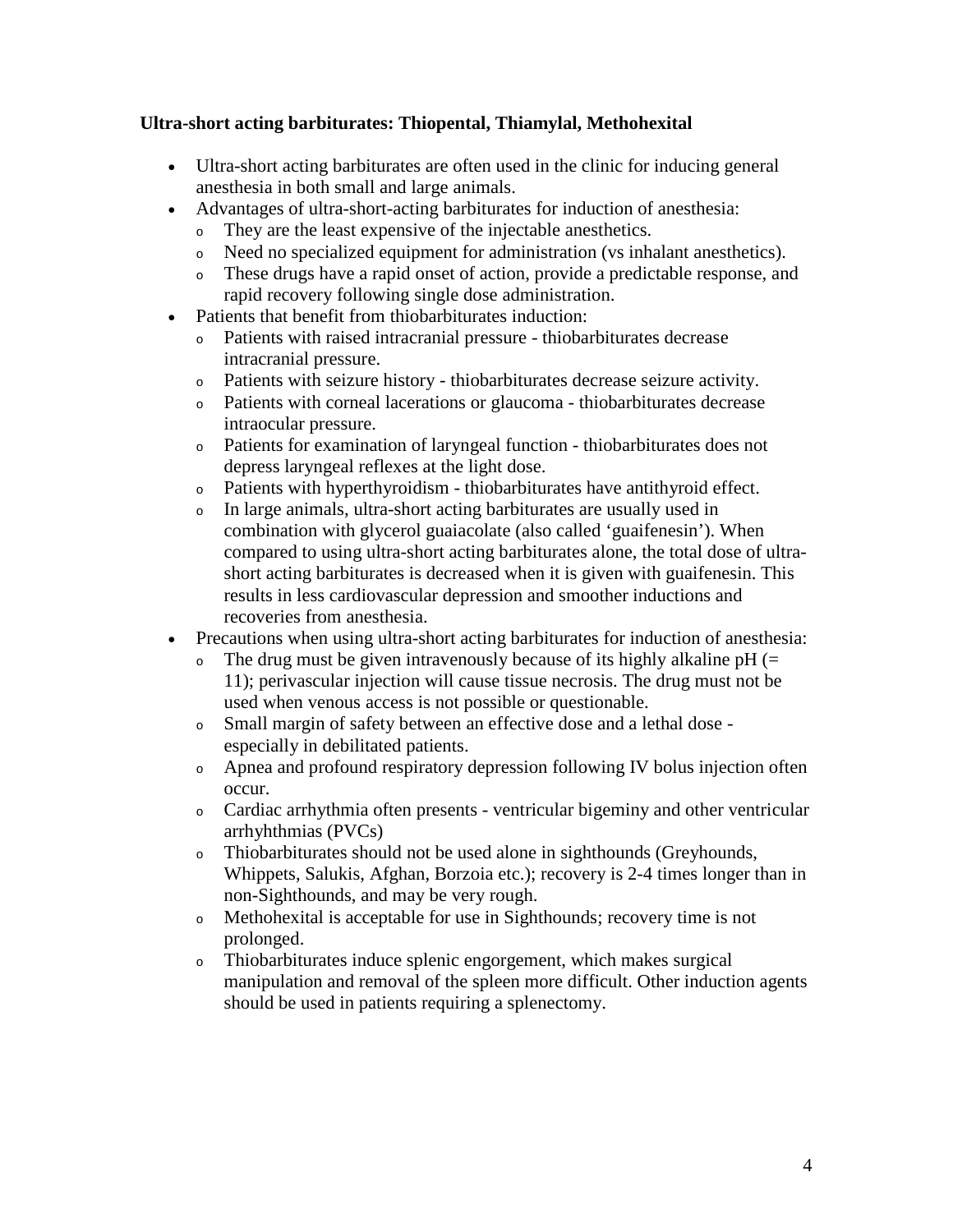**Ultra-short acting barbiturates: Thiopental, Thiamylal, Methohexital**

- Ultra-short acting barbiturates are often used in the clinic for inducing general anesthesia in both small and large animals.
- Advantages of ultra-short-acting barbiturates for induction of anesthesia:
  - They are the least expensive of the injectable anesthetics.
  - Need no specialized equipment for administration (vs inhalant anesthetics).
  - These drugs have a rapid onset of action, provide a predictable response, and rapid recovery following single dose administration.
- Patients that benefit from thiobarbiturates induction:
  - Patients with raised intracranial pressure - thiobarbiturates decrease intracranial pressure.
  - Patients with seizure history - thiobarbiturates decrease seizure activity.
  - Patients with corneal lacerations or glaucoma - thiobarbiturates decrease intraocular pressure.
  - Patients for examination of laryngeal function - thiobarbiturates does not depress laryngeal reflexes at the light dose.
  - Patients with hyperthyroidism - thiobarbiturates have antithyroid effect.
  - In large animals, ultra-short acting barbiturates are usually used in combination with glycerol guaiacolate (also called 'guaifenesin'). When compared to using ultra-short acting barbiturates alone, the total dose of ultra-short acting barbiturates is decreased when it is given with guaifenesin. This results in less cardiovascular depression and smoother inductions and recoveries from anesthesia.
- Precautions when using ultra-short acting barbiturates for induction of anesthesia:
  - The drug must be given intravenously because of its highly alkaline pH (= 11); perivascular injection will cause tissue necrosis. The drug must not be used when venous access is not possible or questionable.
  - Small margin of safety between an effective dose and a lethal dose - especially in debilitated patients.
  - Apnea and profound respiratory depression following IV bolus injection often occur.
  - Cardiac arrhythmia often presents - ventricular bigeminy and other ventricular arrhyhthmias (PVCs)
  - Thiobarbiturates should not be used alone in sighthounds (Greyhounds, Whippets, Salukis, Afghan, Borzoia etc.); recovery is 2-4 times longer than in non-Sighthounds, and may be very rough.
  - Methohexital is acceptable for use in Sighthounds; recovery time is not prolonged.
  - Thiobarbiturates induce splenic engorgement, which makes surgical manipulation and removal of the spleen more difficult. Other induction agents should be used in patients requiring a splenectomy.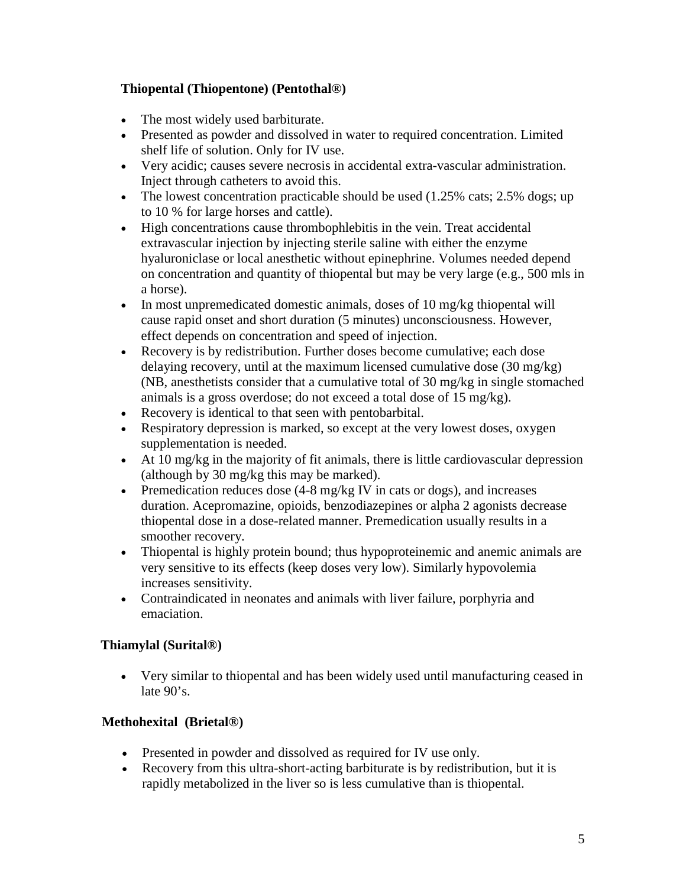**Thiopental (Thiopentone) (Pentothal®)**

- The most widely used barbiturate.
- Presented as powder and dissolved in water to required concentration. Limited shelf life of solution. Only for IV use.
- Very acidic; causes severe necrosis in accidental extra-vascular administration. Inject through catheters to avoid this.
- The lowest concentration practicable should be used (1.25% cats; 2.5% dogs; up to 10 % for large horses and cattle).
- High concentrations cause thrombophlebitis in the vein. Treat accidental extravascular injection by injecting sterile saline with either the enzyme hyaluroniclase or local anesthetic without epinephrine. Volumes needed depend on concentration and quantity of thiopental but may be very large (e.g., 500 mls in a horse).
- In most unpremedicated domestic animals, doses of 10 mg/kg thiopental will cause rapid onset and short duration (5 minutes) unconsciousness. However, effect depends on concentration and speed of injection.
- Recovery is by redistribution. Further doses become cumulative; each dose delaying recovery, until at the maximum licensed cumulative dose (30 mg/kg) (NB, anesthetists consider that a cumulative total of 30 mg/kg in single stomached animals is a gross overdose; do not exceed a total dose of 15 mg/kg).
- Recovery is identical to that seen with pentobarbital.
- Respiratory depression is marked, so except at the very lowest doses, oxygen supplementation is needed.
- At 10 mg/kg in the majority of fit animals, there is little cardiovascular depression (although by 30 mg/kg this may be marked).
- Premedication reduces dose (4-8 mg/kg IV in cats or dogs), and increases duration. Acepromazine, opioids, benzodiazepines or alpha 2 agonists decrease thiopental dose in a dose-related manner. Premedication usually results in a smoother recovery.
- Thiopental is highly protein bound; thus hypoproteinemic and anemic animals are very sensitive to its effects (keep doses very low). Similarly hypovolemia increases sensitivity.
- Contraindicated in neonates and animals with liver failure, porphyria and emaciation.

**Thiamylal (Surital®)**

- Very similar to thiopental and has been widely used until manufacturing ceased in late 90's.

**Methohexital (Brietal®)**

- Presented in powder and dissolved as required for IV use only.
- Recovery from this ultra-short-acting barbiturate is by redistribution, but it is rapidly metabolized in the liver so is less cumulative than is thiopental.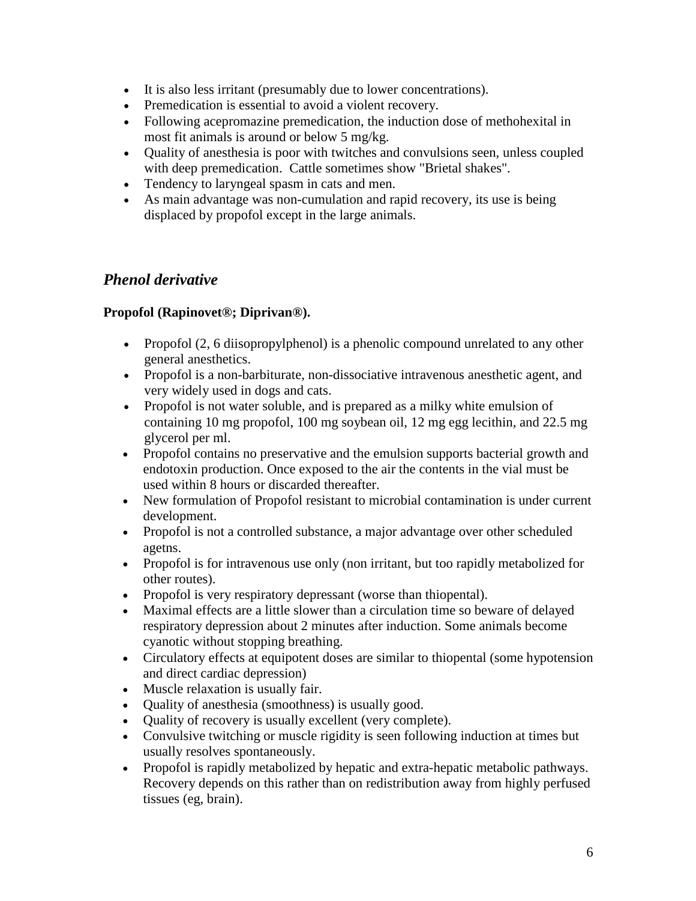- It is also less irritant (presumably due to lower concentrations).
- Premedication is essential to avoid a violent recovery.
- Following acepromazine premedication, the induction dose of methohexital in most fit animals is around or below 5 mg/kg.
- Quality of anesthesia is poor with twitches and convulsions seen, unless coupled with deep premedication. Cattle sometimes show "Brietal shakes".
- Tendency to laryngeal spasm in cats and men.
- As main advantage was non-cumulation and rapid recovery, its use is being displaced by propofol except in the large animals.

## *Phenol derivative*

**Propofol (Rapinovet®; Diprivan®).**

- Propofol (2, 6 diisopropylphenol) is a phenolic compound unrelated to any other general anesthetics.
- Propofol is a non-barbiturate, non-dissociative intravenous anesthetic agent, and very widely used in dogs and cats.
- Propofol is not water soluble, and is prepared as a milky white emulsion of containing 10 mg propofol, 100 mg soybean oil, 12 mg egg lecithin, and 22.5 mg glycerol per ml.
- Propofol contains no preservative and the emulsion supports bacterial growth and endotoxin production. Once exposed to the air the contents in the vial must be used within 8 hours or discarded thereafter.
- New formulation of Propofol resistant to microbial contamination is under current development.
- Propofol is not a controlled substance, a major advantage over other scheduled agetns.
- Propofol is for intravenous use only (non irritant, but too rapidly metabolized for other routes).
- Propofol is very respiratory depressant (worse than thiopental).
- Maximal effects are a little slower than a circulation time so beware of delayed respiratory depression about 2 minutes after induction. Some animals become cyanotic without stopping breathing.
- Circulatory effects at equipotent doses are similar to thiopental (some hypotension and direct cardiac depression)
- Muscle relaxation is usually fair.
- Quality of anesthesia (smoothness) is usually good.
- Quality of recovery is usually excellent (very complete).
- Convulsive twitching or muscle rigidity is seen following induction at times but usually resolves spontaneously.
- Propofol is rapidly metabolized by hepatic and extra-hepatic metabolic pathways. Recovery depends on this rather than on redistribution away from highly perfused tissues (eg, brain).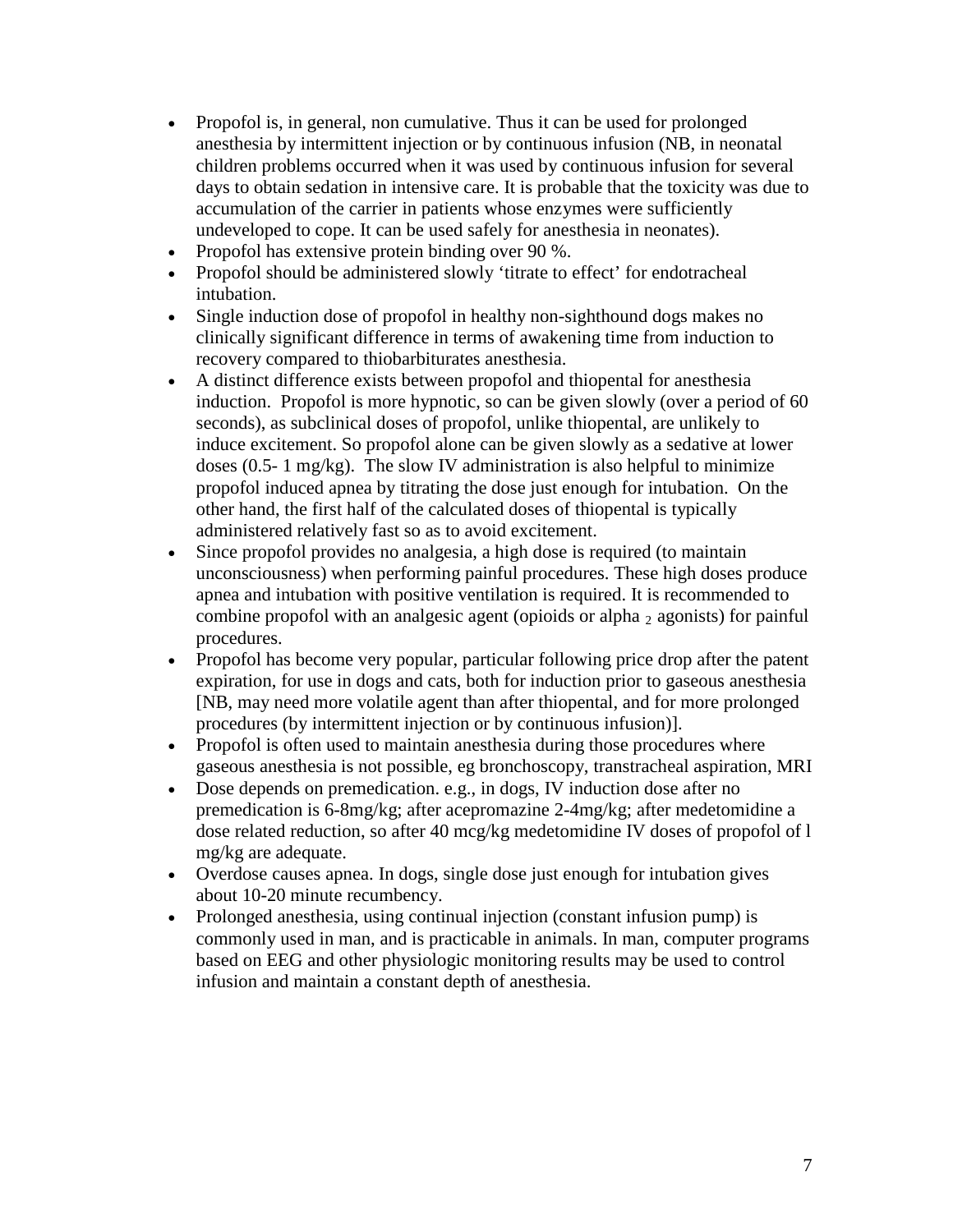- Propofol is, in general, non cumulative. Thus it can be used for prolonged anesthesia by intermittent injection or by continuous infusion (NB, in neonatal children problems occurred when it was used by continuous infusion for several days to obtain sedation in intensive care. It is probable that the toxicity was due to accumulation of the carrier in patients whose enzymes were sufficiently undeveloped to cope. It can be used safely for anesthesia in neonates).
- Propofol has extensive protein binding over 90 %.
- Propofol should be administered slowly 'titrate to effect' for endotracheal intubation.
- Single induction dose of propofol in healthy non-sighthound dogs makes no clinically significant difference in terms of awakening time from induction to recovery compared to thiobarbiturates anesthesia.
- A distinct difference exists between propofol and thiopental for anesthesia induction. Propofol is more hypnotic, so can be given slowly (over a period of 60 seconds), as subclinical doses of propofol, unlike thiopental, are unlikely to induce excitement. So propofol alone can be given slowly as a sedative at lower doses (0.5- 1 mg/kg). The slow IV administration is also helpful to minimize propofol induced apnea by titrating the dose just enough for intubation. On the other hand, the first half of the calculated doses of thiopental is typically administered relatively fast so as to avoid excitement.
- Since propofol provides no analgesia, a high dose is required (to maintain unconsciousness) when performing painful procedures. These high doses produce apnea and intubation with positive ventilation is required. It is recommended to combine propofol with an analgesic agent (opioids or alpha $_2$ agonists) for painful procedures.
- Propofol has become very popular, particular following price drop after the patent expiration, for use in dogs and cats, both for induction prior to gaseous anesthesia [NB, may need more volatile agent than after thiopental, and for more prolonged procedures (by intermittent injection or by continuous infusion)].
- Propofol is often used to maintain anesthesia during those procedures where gaseous anesthesia is not possible, eg bronchoscopy, transtracheal aspiration, MRI
- Dose depends on premedication. e.g., in dogs, IV induction dose after no premedication is 6-8mg/kg; after acepromazine 2-4mg/kg; after medetomidine a dose related reduction, so after 40 mcg/kg medetomidine IV doses of propofol of l mg/kg are adequate.
- Overdose causes apnea. In dogs, single dose just enough for intubation gives about 10-20 minute recumbency.
- Prolonged anesthesia, using continual injection (constant infusion pump) is commonly used in man, and is practicable in animals. In man, computer programs based on EEG and other physiologic monitoring results may be used to control infusion and maintain a constant depth of anesthesia.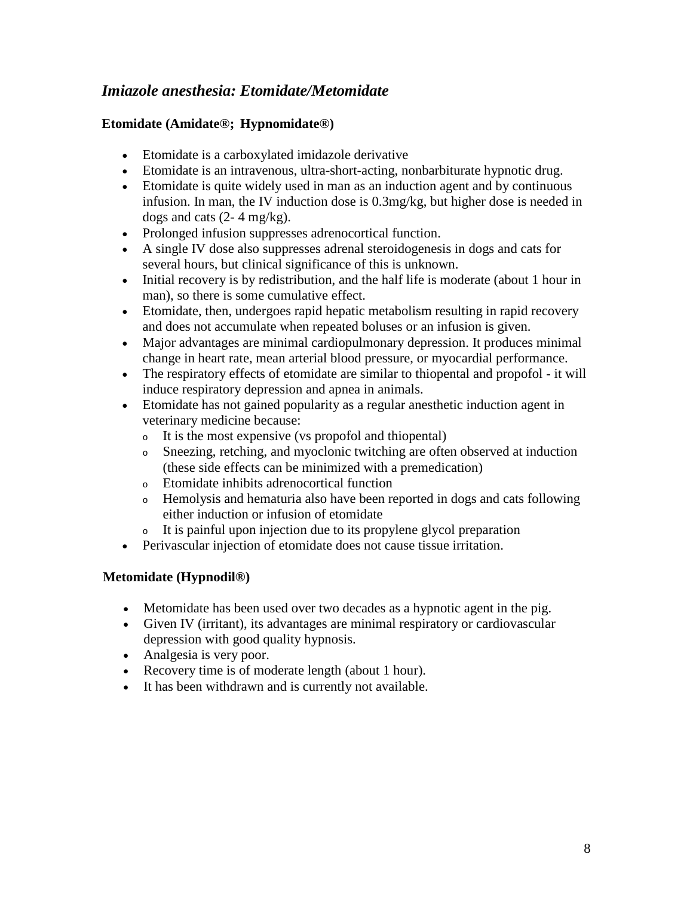## *Imiazole anesthesia: Etomidate/Metomidate*

### Etomidate (Amidate®; Hypnomidate®)

- Etomidate is a carboxylated imidazole derivative
- Etomidate is an intravenous, ultra-short-acting, nonbarbiturate hypnotic drug.
- Etomidate is quite widely used in man as an induction agent and by continuous infusion. In man, the IV induction dose is 0.3mg/kg, but higher dose is needed in dogs and cats (2- 4 mg/kg).
- Prolonged infusion suppresses adrenocortical function.
- A single IV dose also suppresses adrenal steroidogenesis in dogs and cats for several hours, but clinical significance of this is unknown.
- Initial recovery is by redistribution, and the half life is moderate (about 1 hour in man), so there is some cumulative effect.
- Etomidate, then, undergoes rapid hepatic metabolism resulting in rapid recovery and does not accumulate when repeated boluses or an infusion is given.
- Major advantages are minimal cardiopulmonary depression. It produces minimal change in heart rate, mean arterial blood pressure, or myocardial performance.
- The respiratory effects of etomidate are similar to thiopental and propofol - it will induce respiratory depression and apnea in animals.
- Etomidate has not gained popularity as a regular anesthetic induction agent in veterinary medicine because:
  - It is the most expensive (vs propofol and thiopental)
  - Sneezing, retching, and myoclonic twitching are often observed at induction (these side effects can be minimized with a premedication)
  - Etomidate inhibits adrenocortical function
  - Hemolysis and hematuria also have been reported in dogs and cats following either induction or infusion of etomidate
  - It is painful upon injection due to its propylene glycol preparation
- Perivascular injection of etomidate does not cause tissue irritation.

### Metomidate (Hypnodil®)

- Metomidate has been used over two decades as a hypnotic agent in the pig.
- Given IV (irritant), its advantages are minimal respiratory or cardiovascular depression with good quality hypnosis.
- Analgesia is very poor.
- Recovery time is of moderate length (about 1 hour).
- It has been withdrawn and is currently not available.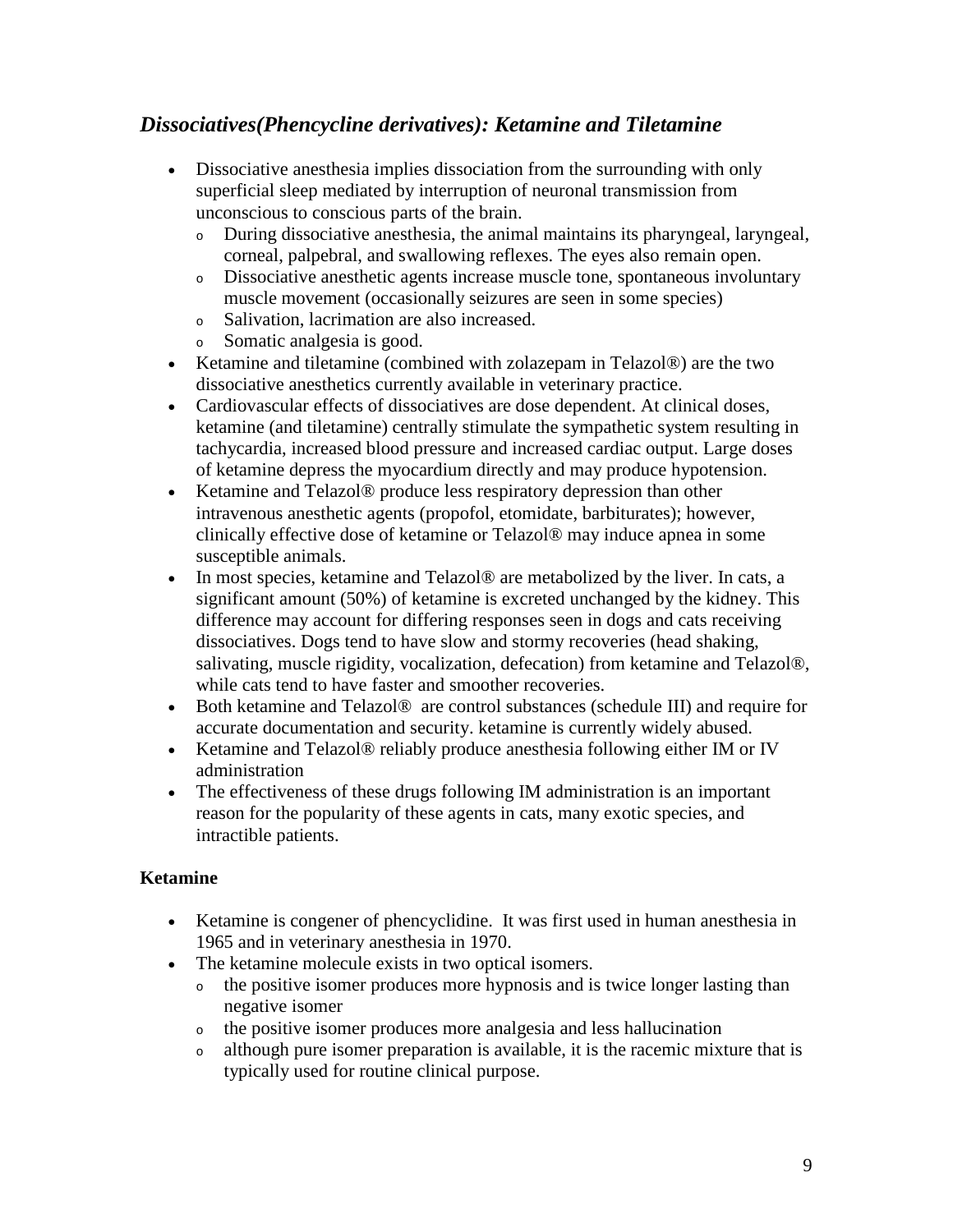## *Dissociatives(Phencycline derivatives): Ketamine and Tiletamine*

- Dissociative anesthesia implies dissociation from the surrounding with only superficial sleep mediated by interruption of neuronal transmission from unconscious to conscious parts of the brain.
  - During dissociative anesthesia, the animal maintains its pharyngeal, laryngeal, corneal, palpebral, and swallowing reflexes. The eyes also remain open.
  - Dissociative anesthetic agents increase muscle tone, spontaneous involuntary muscle movement (occasionally seizures are seen in some species)
  - Salivation, lacrimation are also increased.
  - Somatic analgesia is good.
- Ketamine and tiletamine (combined with zolazepam in Telazol®) are the two dissociative anesthetics currently available in veterinary practice.
- Cardiovascular effects of dissociatives are dose dependent. At clinical doses, ketamine (and tiletamine) centrally stimulate the sympathetic system resulting in tachycardia, increased blood pressure and increased cardiac output. Large doses of ketamine depress the myocardium directly and may produce hypotension.
- Ketamine and Telazol® produce less respiratory depression than other intravenous anesthetic agents (propofol, etomidate, barbiturates); however, clinically effective dose of ketamine or Telazol® may induce apnea in some susceptible animals.
- In most species, ketamine and Telazol® are metabolized by the liver. In cats, a significant amount (50%) of ketamine is excreted unchanged by the kidney. This difference may account for differing responses seen in dogs and cats receiving dissociatives. Dogs tend to have slow and stormy recoveries (head shaking, salivating, muscle rigidity, vocalization, defecation) from ketamine and Telazol®, while cats tend to have faster and smoother recoveries.
- Both ketamine and Telazol® are control substances (schedule III) and require for accurate documentation and security. ketamine is currently widely abused.
- Ketamine and Telazol® reliably produce anesthesia following either IM or IV administration
- The effectiveness of these drugs following IM administration is an important reason for the popularity of these agents in cats, many exotic species, and intractible patients.

### Ketamine

- Ketamine is congener of phencyclidine. It was first used in human anesthesia in 1965 and in veterinary anesthesia in 1970.
- The ketamine molecule exists in two optical isomers.
  - the positive isomer produces more hypnosis and is twice longer lasting than negative isomer
  - the positive isomer produces more analgesia and less hallucination
  - although pure isomer preparation is available, it is the racemic mixture that is typically used for routine clinical purpose.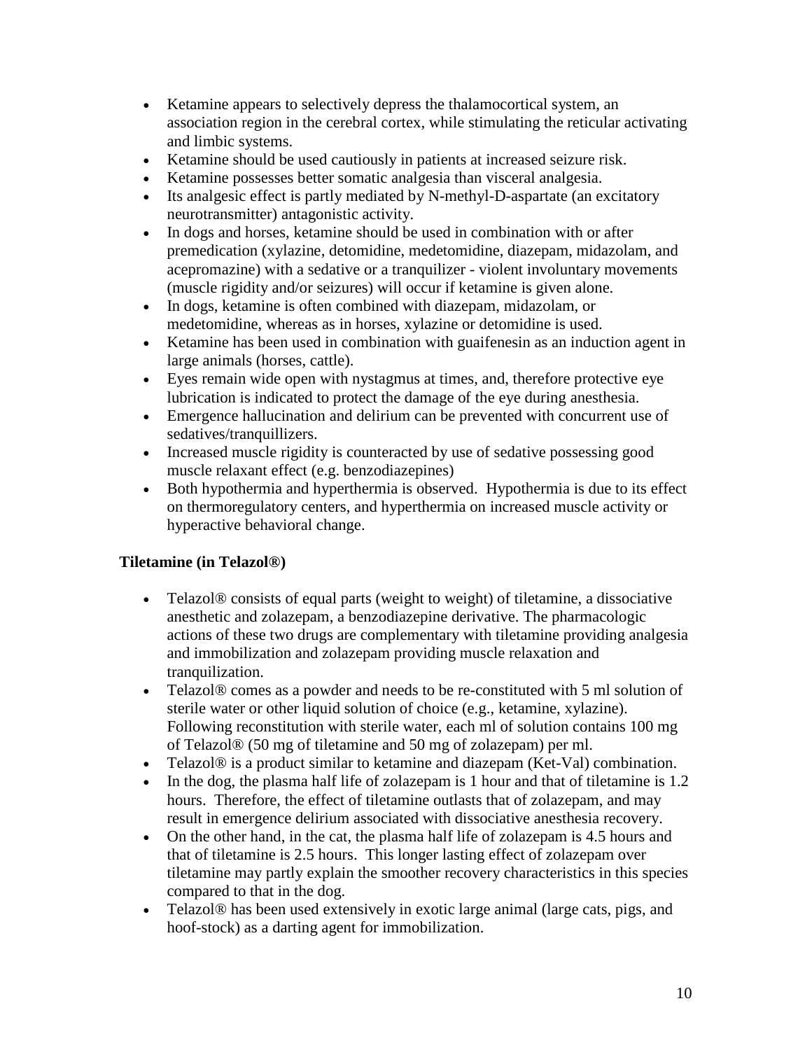- Ketamine appears to selectively depress the thalamocortical system, an association region in the cerebral cortex, while stimulating the reticular activating and limbic systems.
- Ketamine should be used cautiously in patients at increased seizure risk.
- Ketamine possesses better somatic analgesia than visceral analgesia.
- Its analgesic effect is partly mediated by N-methyl-D-aspartate (an excitatory neurotransmitter) antagonistic activity.
- In dogs and horses, ketamine should be used in combination with or after premedication (xylazine, detomidine, medetomidine, diazepam, midazolam, and acepromazine) with a sedative or a tranquilizer - violent involuntary movements (muscle rigidity and/or seizures) will occur if ketamine is given alone.
- In dogs, ketamine is often combined with diazepam, midazolam, or medetomidine, whereas as in horses, xylazine or detomidine is used.
- Ketamine has been used in combination with guaifenesin as an induction agent in large animals (horses, cattle).
- Eyes remain wide open with nystagmus at times, and, therefore protective eye lubrication is indicated to protect the damage of the eye during anesthesia.
- Emergence hallucination and delirium can be prevented with concurrent use of sedatives/tranquillizers.
- Increased muscle rigidity is counteracted by use of sedative possessing good muscle relaxant effect (e.g. benzodiazepines)
- Both hypothermia and hyperthermia is observed. Hypothermia is due to its effect on thermoregulatory centers, and hyperthermia on increased muscle activity or hyperactive behavioral change.

**Tiletamine (in Telazol®)**

- Telazol® consists of equal parts (weight to weight) of tiletamine, a dissociative anesthetic and zolazepam, a benzodiazepine derivative. The pharmacologic actions of these two drugs are complementary with tiletamine providing analgesia and immobilization and zolazepam providing muscle relaxation and tranquilization.
- Telazol® comes as a powder and needs to be re-constituted with 5 ml solution of sterile water or other liquid solution of choice (e.g., ketamine, xylazine). Following reconstitution with sterile water, each ml of solution contains 100 mg of Telazol® (50 mg of tiletamine and 50 mg of zolazepam) per ml.
- Telazol® is a product similar to ketamine and diazepam (Ket-Val) combination.
- In the dog, the plasma half life of zolazepam is 1 hour and that of tiletamine is 1.2 hours. Therefore, the effect of tiletamine outlasts that of zolazepam, and may result in emergence delirium associated with dissociative anesthesia recovery.
- On the other hand, in the cat, the plasma half life of zolazepam is 4.5 hours and that of tiletamine is 2.5 hours. This longer lasting effect of zolazepam over tiletamine may partly explain the smoother recovery characteristics in this species compared to that in the dog.
- Telazol® has been used extensively in exotic large animal (large cats, pigs, and hoof-stock) as a darting agent for immobilization.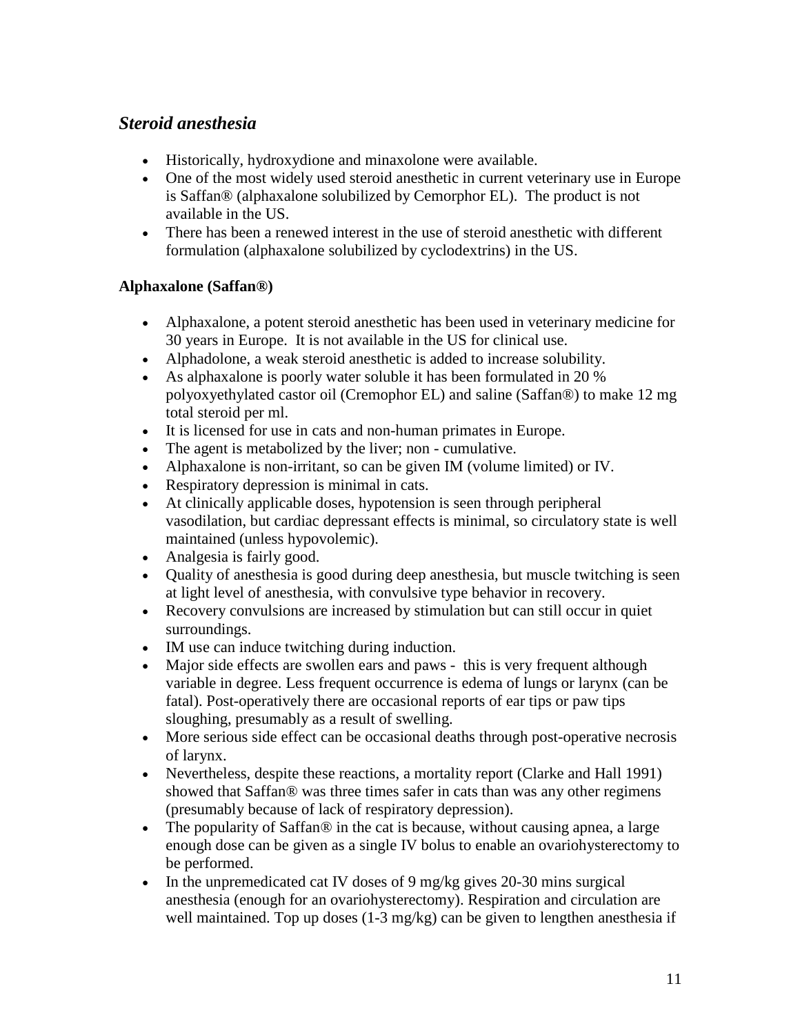## *Steroid anesthesia*

- Historically, hydroxydione and minaxolone were available.
- One of the most widely used steroid anesthetic in current veterinary use in Europe is Saffan® (alphaxalone solubilized by Cemorphor EL). The product is not available in the US.
- There has been a renewed interest in the use of steroid anesthetic with different formulation (alphaxalone solubilized by cyclodextrins) in the US.

### Alphaxalone (Saffan®)

- Alphaxalone, a potent steroid anesthetic has been used in veterinary medicine for 30 years in Europe. It is not available in the US for clinical use.
- Alphadolone, a weak steroid anesthetic is added to increase solubility.
- As alphaxalone is poorly water soluble it has been formulated in 20 % polyoxyethylated castor oil (Cremophor EL) and saline (Saffan®) to make 12 mg total steroid per ml.
- It is licensed for use in cats and non-human primates in Europe.
- The agent is metabolized by the liver; non - cumulative.
- Alphaxalone is non-irritant, so can be given IM (volume limited) or IV.
- Respiratory depression is minimal in cats.
- At clinically applicable doses, hypotension is seen through peripheral vasodilation, but cardiac depressant effects is minimal, so circulatory state is well maintained (unless hypovolemic).
- Analgesia is fairly good.
- Quality of anesthesia is good during deep anesthesia, but muscle twitching is seen at light level of anesthesia, with convulsive type behavior in recovery.
- Recovery convulsions are increased by stimulation but can still occur in quiet surroundings.
- IM use can induce twitching during induction.
- Major side effects are swollen ears and paws - this is very frequent although variable in degree. Less frequent occurrence is edema of lungs or larynx (can be fatal). Post-operatively there are occasional reports of ear tips or paw tips sloughing, presumably as a result of swelling.
- More serious side effect can be occasional deaths through post-operative necrosis of larynx.
- Nevertheless, despite these reactions, a mortality report (Clarke and Hall 1991) showed that Saffan® was three times safer in cats than was any other regimens (presumably because of lack of respiratory depression).
- The popularity of Saffan® in the cat is because, without causing apnea, a large enough dose can be given as a single IV bolus to enable an ovariohysterectomy to be performed.
- In the unpremedicated cat IV doses of 9 mg/kg gives 20-30 mins surgical anesthesia (enough for an ovariohysterectomy). Respiration and circulation are well maintained. Top up doses (1-3 mg/kg) can be given to lengthen anesthesia if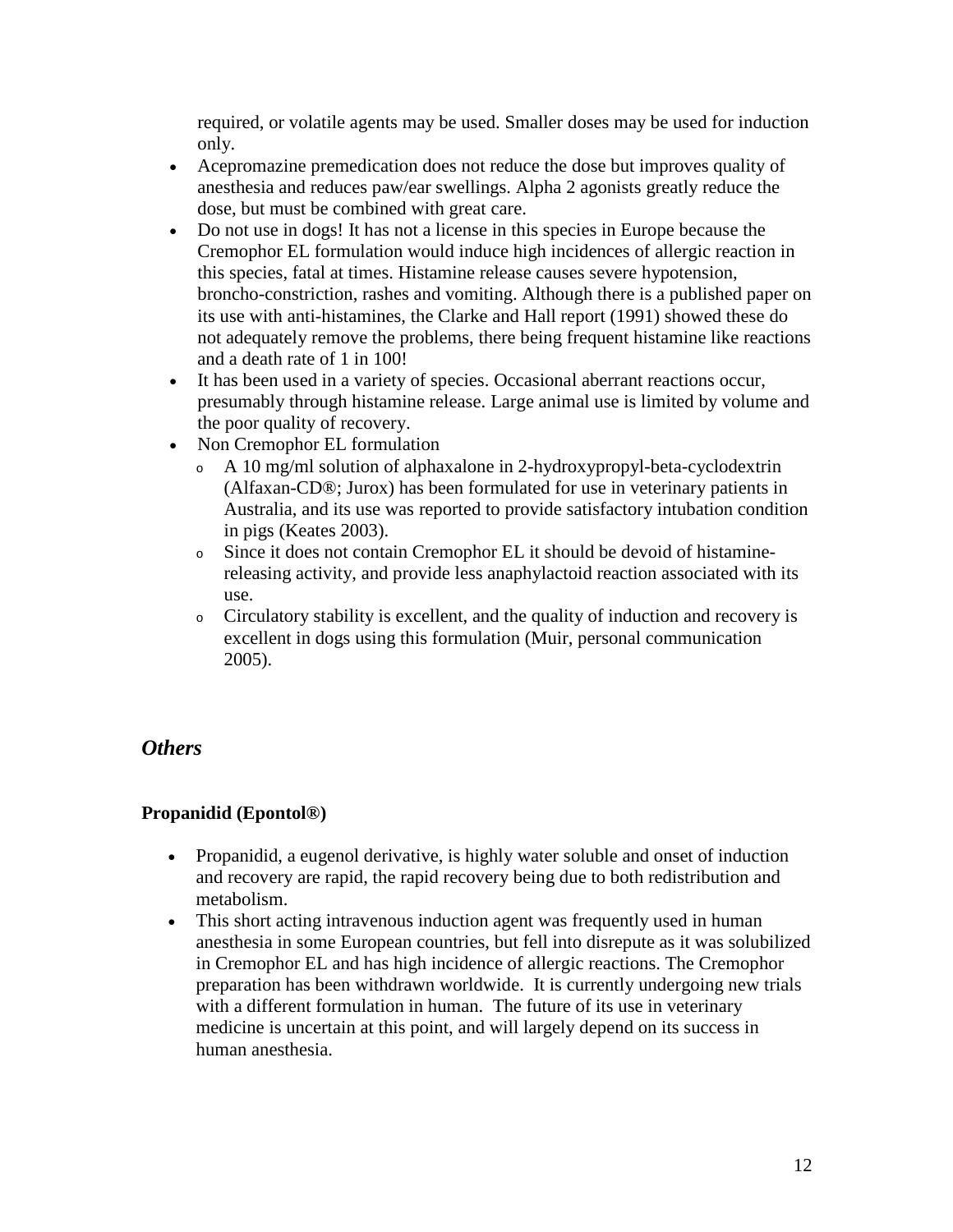required, or volatile agents may be used. Smaller doses may be used for induction only.

- Acepromazine premedication does not reduce the dose but improves quality of anesthesia and reduces paw/ear swellings. Alpha 2 agonists greatly reduce the dose, but must be combined with great care.
- Do not use in dogs! It has not a license in this species in Europe because the Cremophor EL formulation would induce high incidences of allergic reaction in this species, fatal at times. Histamine release causes severe hypotension, broncho-constriction, rashes and vomiting. Although there is a published paper on its use with anti-histamines, the Clarke and Hall report (1991) showed these do not adequately remove the problems, there being frequent histamine like reactions and a death rate of 1 in 100!
- It has been used in a variety of species. Occasional aberrant reactions occur, presumably through histamine release. Large animal use is limited by volume and the poor quality of recovery.
- Non Cremophor EL formulation
  - A 10 mg/ml solution of alphaxalone in 2-hydroxypropyl-beta-cyclodextrin (Alfaxan-CD®; Jurox) has been formulated for use in veterinary patients in Australia, and its use was reported to provide satisfactory intubation condition in pigs (Keates 2003).
  - Since it does not contain Cremophor EL it should be devoid of histamine-releasing activity, and provide less anaphylactoid reaction associated with its use.
  - Circulatory stability is excellent, and the quality of induction and recovery is excellent in dogs using this formulation (Muir, personal communication 2005).

## *Others*

### Propanidid (Epontol®)

- Propanidid, a eugenol derivative, is highly water soluble and onset of induction and recovery are rapid, the rapid recovery being due to both redistribution and metabolism.
- This short acting intravenous induction agent was frequently used in human anesthesia in some European countries, but fell into disrepute as it was solubilized in Cremophor EL and has high incidence of allergic reactions. The Cremophor preparation has been withdrawn worldwide. It is currently undergoing new trials with a different formulation in human. The future of its use in veterinary medicine is uncertain at this point, and will largely depend on its success in human anesthesia.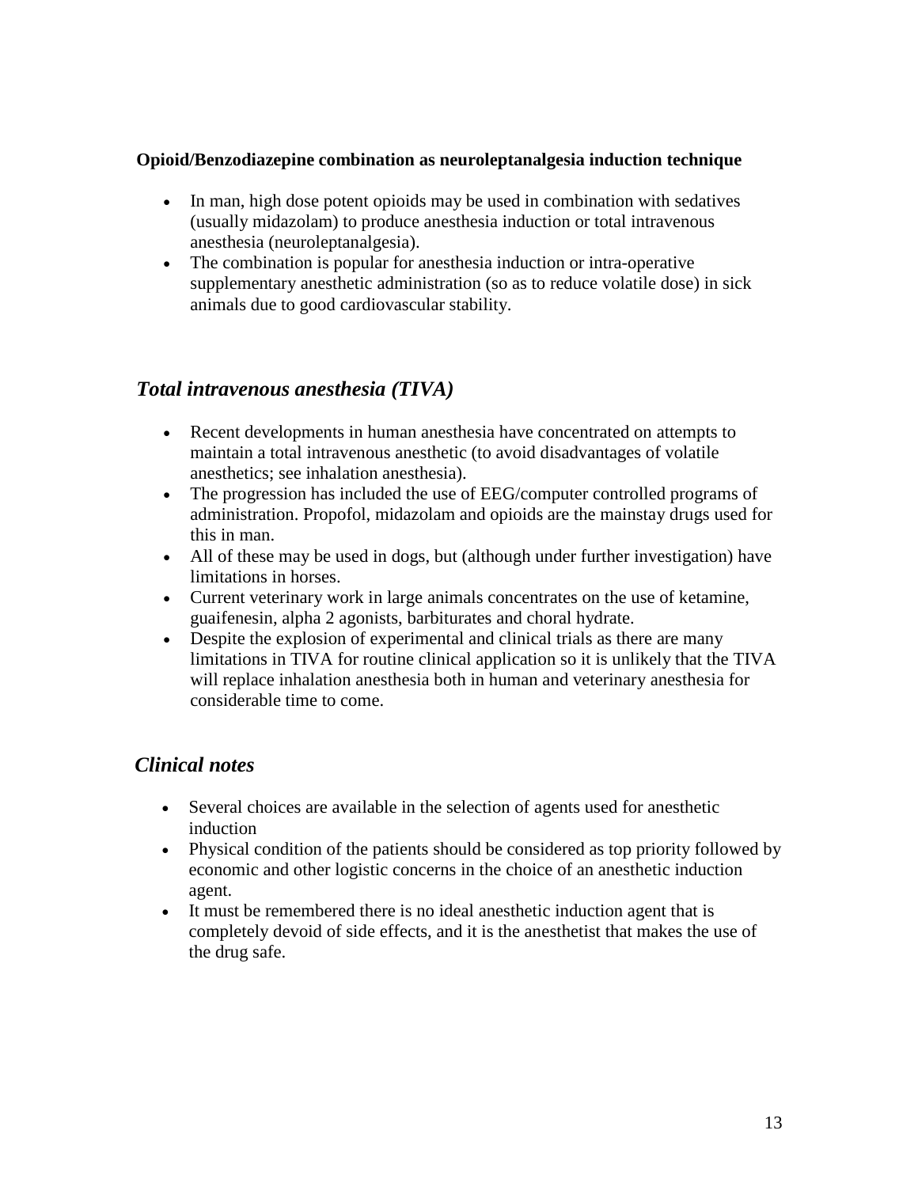**Opioid/Benzodiazepine combination as neuroleptanalgesia induction technique**

- In man, high dose potent opioids may be used in combination with sedatives (usually midazolam) to produce anesthesia induction or total intravenous anesthesia (neuroleptanalgesia).
- The combination is popular for anesthesia induction or intra-operative supplementary anesthetic administration (so as to reduce volatile dose) in sick animals due to good cardiovascular stability.

## *Total intravenous anesthesia (TIVA)*

- Recent developments in human anesthesia have concentrated on attempts to maintain a total intravenous anesthetic (to avoid disadvantages of volatile anesthetics; see inhalation anesthesia).
- The progression has included the use of EEG/computer controlled programs of administration. Propofol, midazolam and opioids are the mainstay drugs used for this in man.
- All of these may be used in dogs, but (although under further investigation) have limitations in horses.
- Current veterinary work in large animals concentrates on the use of ketamine, guaifenesin, alpha 2 agonists, barbiturates and choral hydrate.
- Despite the explosion of experimental and clinical trials as there are many limitations in TIVA for routine clinical application so it is unlikely that the TIVA will replace inhalation anesthesia both in human and veterinary anesthesia for considerable time to come.

## *Clinical notes*

- Several choices are available in the selection of agents used for anesthetic induction
- Physical condition of the patients should be considered as top priority followed by economic and other logistic concerns in the choice of an anesthetic induction agent.
- It must be remembered there is no ideal anesthetic induction agent that is completely devoid of side effects, and it is the anesthetist that makes the use of the drug safe.